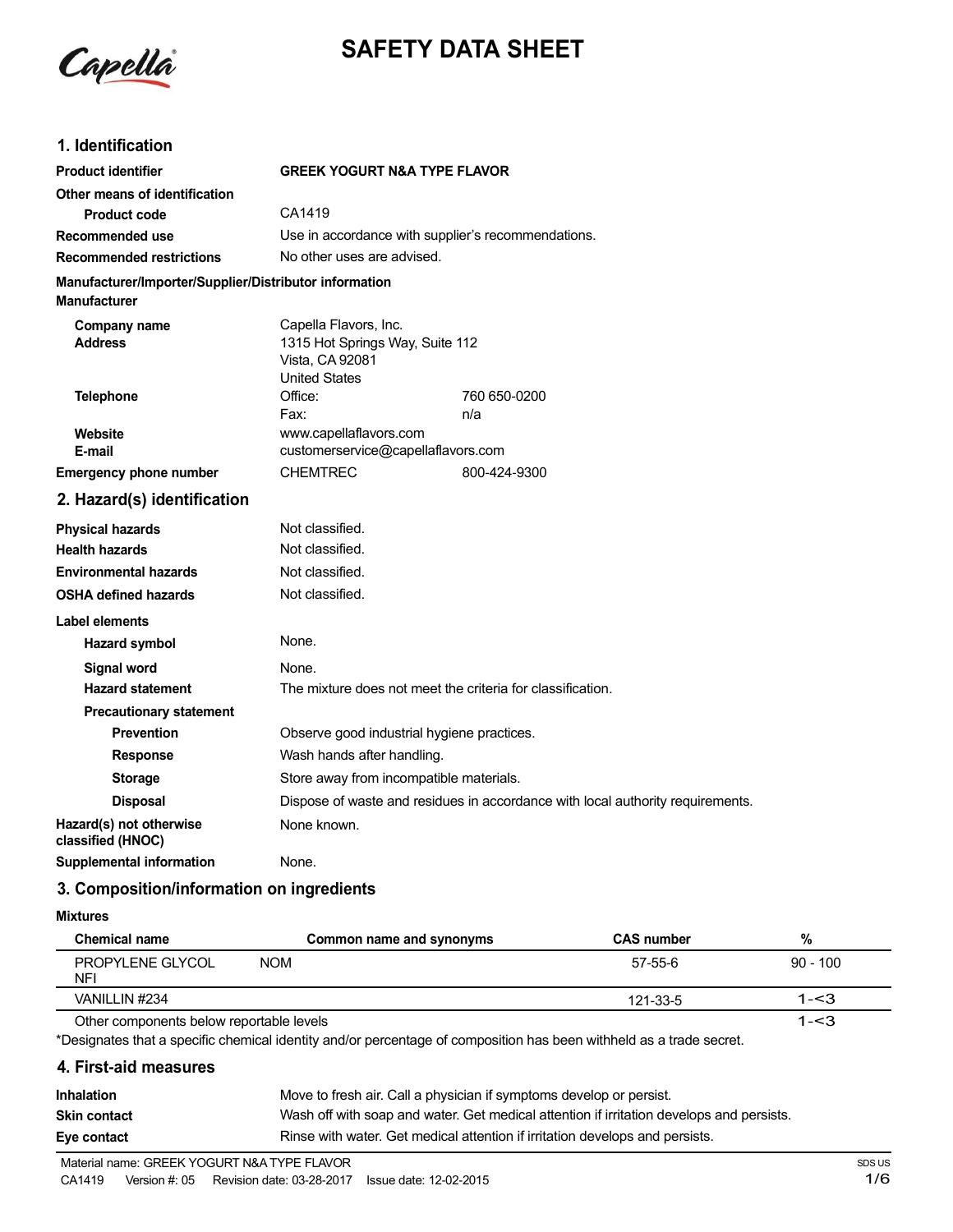# SAFETY DATA SHEET

## 1. Identification

| | | |
|---|---|---|
| **Product identifier** | **GREEK YOGURT N&A TYPE FLAVOR** | |
| **Other means of identification** | | |
| **Product code** | CA1419 | |
| **Recommended use** | Use in accordance with supplier's recommendations. | |
| **Recommended restrictions** | No other uses are advised. | |

**Manufacturer/Importer/Supplier/Distributor information**

**Manufacturer**

| | | |
|---|---|---|
| **Company name** | Capella Flavors, Inc. | |
| **Address** | 1315 Hot Springs Way, Suite 112<br>Vista, CA 92081<br>United States | |
| **Telephone** | Office: | 760 650-0200 |
| | Fax: | n/a |
| **Website** | www.capellaflavors.com | |
| **E-mail** | customerservice@capellaflavors.com | |
| **Emergency phone number** | CHEMTREC | 800-424-9300 |

## 2. Hazard(s) identification

| | |
|---|---|
| **Physical hazards** | Not classified. |
| **Health hazards** | Not classified. |
| **Environmental hazards** | Not classified. |
| **OSHA defined hazards** | Not classified. |

**Label elements**

| | |
|---|---|
| **Hazard symbol** | None. |
| **Signal word** | None. |
| **Hazard statement** | The mixture does not meet the criteria for classification. |
| **Precautionary statement** | |
| **Prevention** | Observe good industrial hygiene practices. |
| **Response** | Wash hands after handling. |
| **Storage** | Store away from incompatible materials. |
| **Disposal** | Dispose of waste and residues in accordance with local authority requirements. |
| **Hazard(s) not otherwise classified (HNOC)** | None known. |
| **Supplemental information** | None. |

## 3. Composition/information on ingredients

**Mixtures**

| Chemical name | Common name and synonyms | CAS number | % |
|---|---|---|---|
| PROPYLENE GLYCOL NFI | NOM | 57-55-6 | 90 - 100 |
| VANILLIN #234 | | 121-33-5 | 1-<3 |
| Other components below reportable levels | | | 1-<3 |

*Designates that a specific chemical identity and/or percentage of composition has been withheld as a trade secret.

## 4. First-aid measures

| | |
|---|---|
| **Inhalation** | Move to fresh air. Call a physician if symptoms develop or persist. |
| **Skin contact** | Wash off with soap and water. Get medical attention if irritation develops and persists. |
| **Eye contact** | Rinse with water. Get medical attention if irritation develops and persists. |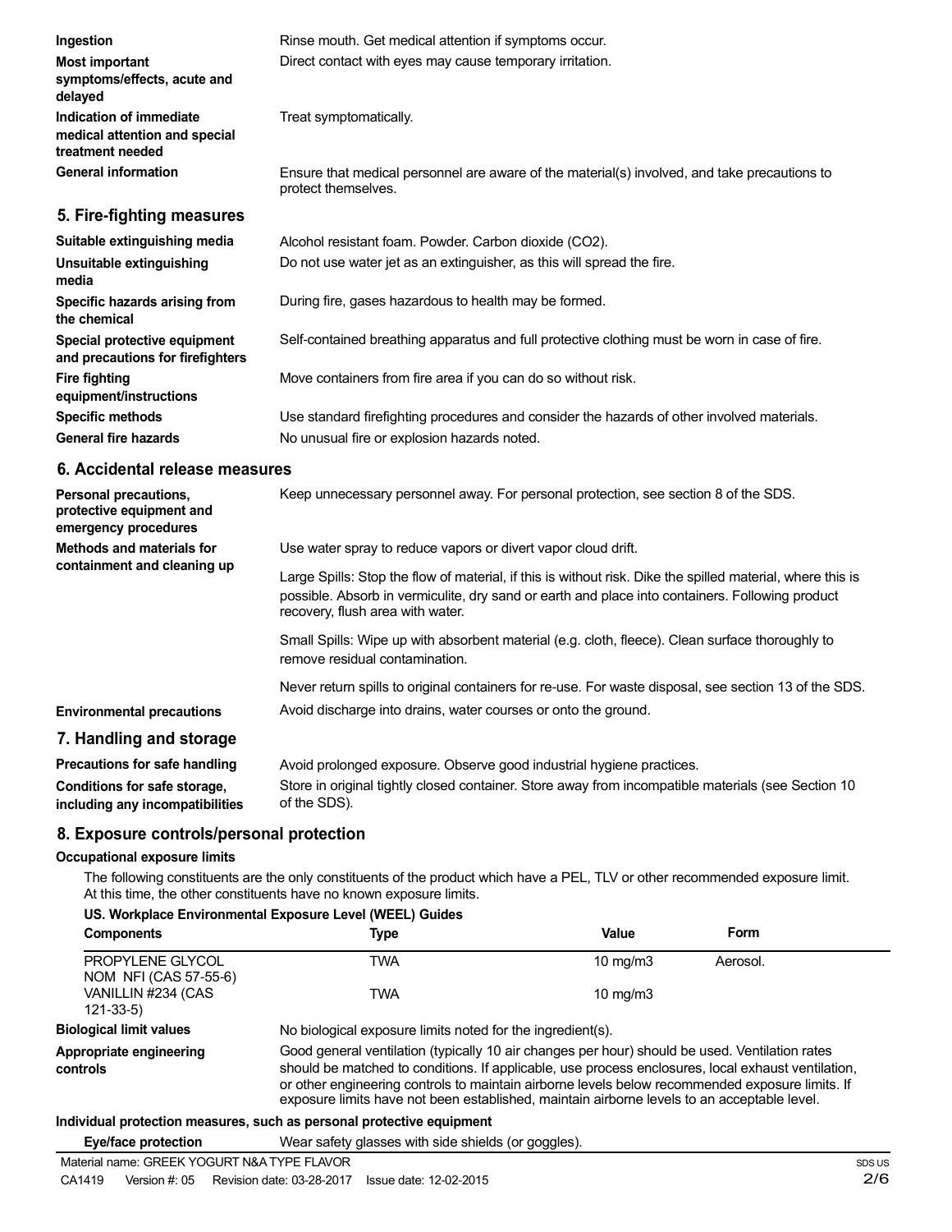**Ingestion** Rinse mouth. Get medical attention if symptoms occur.

**Most important symptoms/effects, acute and delayed** Direct contact with eyes may cause temporary irritation.

**Indication of immediate medical attention and special treatment needed** Treat symptomatically.

**General information** Ensure that medical personnel are aware of the material(s) involved, and take precautions to protect themselves.

## 5. Fire-fighting measures

**Suitable extinguishing media** Alcohol resistant foam. Powder. Carbon dioxide ($CO_2$).

**Unsuitable extinguishing media** Do not use water jet as an extinguisher, as this will spread the fire.

**Specific hazards arising from the chemical** During fire, gases hazardous to health may be formed.

**Special protective equipment and precautions for firefighters** Self-contained breathing apparatus and full protective clothing must be worn in case of fire.

**Fire fighting equipment/instructions** Move containers from fire area if you can do so without risk.

**Specific methods** Use standard firefighting procedures and consider the hazards of other involved materials.

**General fire hazards** No unusual fire or explosion hazards noted.

## 6. Accidental release measures

**Personal precautions, protective equipment and emergency procedures** Keep unnecessary personnel away. For personal protection, see section 8 of the SDS.

**Methods and materials for containment and cleaning up** Use water spray to reduce vapors or divert vapor cloud drift.

Large Spills: Stop the flow of material, if this is without risk. Dike the spilled material, where this is possible. Absorb in vermiculite, dry sand or earth and place into containers. Following product recovery, flush area with water.

Small Spills: Wipe up with absorbent material (e.g. cloth, fleece). Clean surface thoroughly to remove residual contamination.

Never return spills to original containers for re-use. For waste disposal, see section 13 of the SDS.

**Environmental precautions** Avoid discharge into drains, water courses or onto the ground.

## 7. Handling and storage

**Precautions for safe handling** Avoid prolonged exposure. Observe good industrial hygiene practices.

**Conditions for safe storage, including any incompatibilities** Store in original tightly closed container. Store away from incompatible materials (see Section 10 of the SDS).

## 8. Exposure controls/personal protection

**Occupational exposure limits**

The following constituents are the only constituents of the product which have a PEL, TLV or other recommended exposure limit. At this time, the other constituents have no known exposure limits.

**US. Workplace Environmental Exposure Level (WEEL) Guides**

| Components | Type | Value | Form |
|---|---|---|---|
| PROPYLENE GLYCOL NOM NFI (CAS 57-55-6) | TWA | 10 mg/m3 | Aerosol. |
| VANILLIN #234 (CAS 121-33-5) | TWA | 10 mg/m3 | |

**Biological limit values** No biological exposure limits noted for the ingredient(s).

**Appropriate engineering controls** Good general ventilation (typically 10 air changes per hour) should be used. Ventilation rates should be matched to conditions. If applicable, use process enclosures, local exhaust ventilation, or other engineering controls to maintain airborne levels below recommended exposure limits. If exposure limits have not been established, maintain airborne levels to an acceptable level.

**Individual protection measures, such as personal protective equipment**

**Eye/face protection** Wear safety glasses with side shields (or goggles).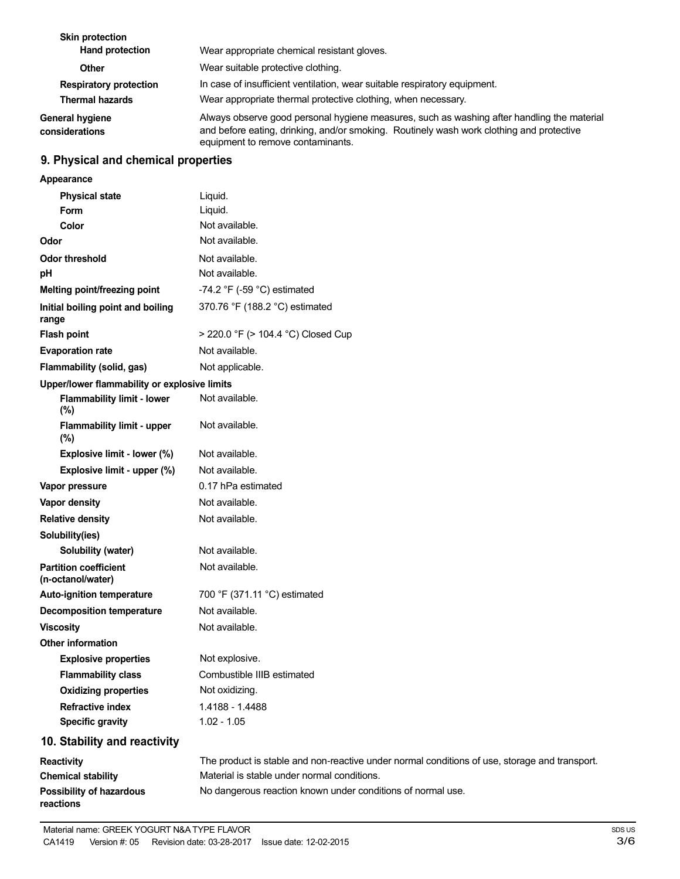| | |
|---|---|
| **Skin protection** | |
| **Hand protection** | Wear appropriate chemical resistant gloves. |
| **Other** | Wear suitable protective clothing. |
| **Respiratory protection** | In case of insufficient ventilation, wear suitable respiratory equipment. |
| **Thermal hazards** | Wear appropriate thermal protective clothing, when necessary. |
| **General hygiene considerations** | Always observe good personal hygiene measures, such as washing after handling the material and before eating, drinking, and/or smoking. Routinely wash work clothing and protective equipment to remove contaminants. |

## 9. Physical and chemical properties

| | |
|---|---|
| **Appearance** | |
| **Physical state** | Liquid. |
| **Form** | Liquid. |
| **Color** | Not available. |
| **Odor** | Not available. |
| **Odor threshold** | Not available. |
| **pH** | Not available. |
| **Melting point/freezing point** | -74.2 °F (-59 °C) estimated |
| **Initial boiling point and boiling range** | 370.76 °F (188.2 °C) estimated |
| **Flash point** | > 220.0 °F (> 104.4 °C) Closed Cup |
| **Evaporation rate** | Not available. |
| **Flammability (solid, gas)** | Not applicable. |
| **Upper/lower flammability or explosive limits** | |
| **Flammability limit - lower (%)** | Not available. |
| **Flammability limit - upper (%)** | Not available. |
| **Explosive limit - lower (%)** | Not available. |
| **Explosive limit - upper (%)** | Not available. |
| **Vapor pressure** | 0.17 hPa estimated |
| **Vapor density** | Not available. |
| **Relative density** | Not available. |
| **Solubility(ies)** | |
| **Solubility (water)** | Not available. |
| **Partition coefficient (n-octanol/water)** | Not available. |
| **Auto-ignition temperature** | 700 °F (371.11 °C) estimated |
| **Decomposition temperature** | Not available. |
| **Viscosity** | Not available. |
| **Other information** | |
| **Explosive properties** | Not explosive. |
| **Flammability class** | Combustible IIIB estimated |
| **Oxidizing properties** | Not oxidizing. |
| **Refractive index** | 1.4188 - 1.4488 |
| **Specific gravity** | 1.02 - 1.05 |

## 10. Stability and reactivity

| | |
|---|---|
| **Reactivity** | The product is stable and non-reactive under normal conditions of use, storage and transport. |
| **Chemical stability** | Material is stable under normal conditions. |
| **Possibility of hazardous reactions** | No dangerous reaction known under conditions of normal use. |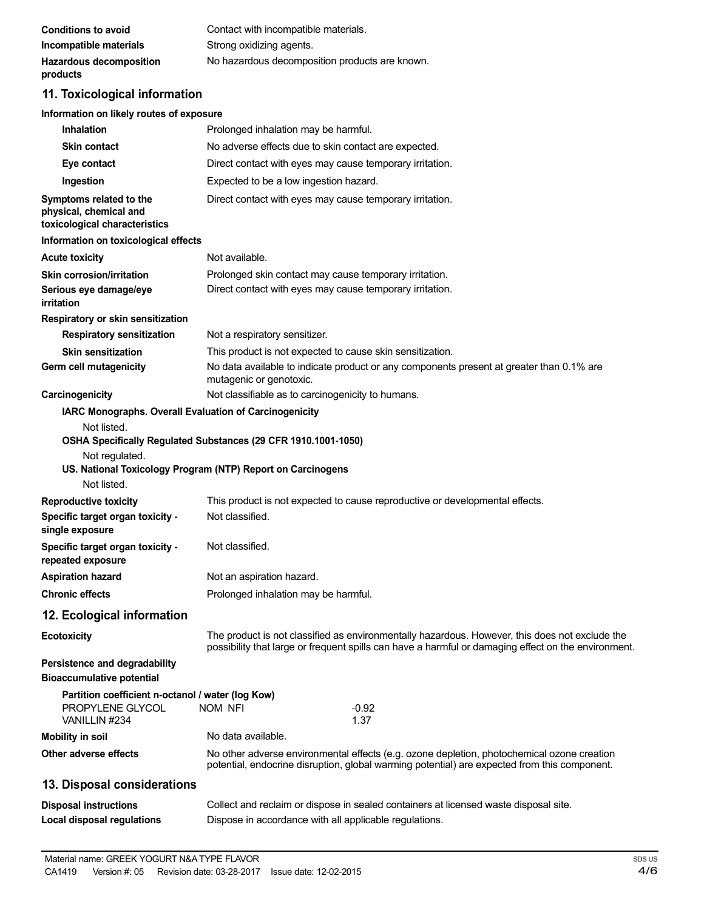**Conditions to avoid** Contact with incompatible materials.

**Incompatible materials** Strong oxidizing agents.

**Hazardous decomposition products** No hazardous decomposition products are known.

## 11. Toxicological information

**Information on likely routes of exposure**

**Inhalation** Prolonged inhalation may be harmful.

**Skin contact** No adverse effects due to skin contact are expected.

**Eye contact** Direct contact with eyes may cause temporary irritation.

**Ingestion** Expected to be a low ingestion hazard.

**Symptoms related to the physical, chemical and toxicological characteristics** Direct contact with eyes may cause temporary irritation.

**Information on toxicological effects**

**Acute toxicity** Not available.

**Skin corrosion/irritation** Prolonged skin contact may cause temporary irritation.

**Serious eye damage/eye irritation** Direct contact with eyes may cause temporary irritation.

**Respiratory or skin sensitization**

**Respiratory sensitization** Not a respiratory sensitizer.

**Skin sensitization** This product is not expected to cause skin sensitization.

**Germ cell mutagenicity** No data available to indicate product or any components present at greater than 0.1% are mutagenic or genotoxic.

**Carcinogenicity** Not classifiable as to carcinogenicity to humans.

**IARC Monographs. Overall Evaluation of Carcinogenicity**

Not listed.

**OSHA Specifically Regulated Substances (29 CFR 1910.1001-1050)**

Not regulated.

**US. National Toxicology Program (NTP) Report on Carcinogens**

Not listed.

**Reproductive toxicity** This product is not expected to cause reproductive or developmental effects.

**Specific target organ toxicity - single exposure** Not classified.

**Specific target organ toxicity - repeated exposure** Not classified.

**Aspiration hazard** Not an aspiration hazard.

**Chronic effects** Prolonged inhalation may be harmful.

## 12. Ecological information

**Ecotoxicity** The product is not classified as environmentally hazardous. However, this does not exclude the possibility that large or frequent spills can have a harmful or damaging effect on the environment.

**Persistence and degradability**

**Bioaccumulative potential**

**Partition coefficient n-octanol / water (log Kow)**

| | | |
|---|---|---|
| PROPYLENE GLYCOL | NOM NFI | -0.92 |
| VANILLIN #234 | | 1.37 |

**Mobility in soil** No data available.

**Other adverse effects** No other adverse environmental effects (e.g. ozone depletion, photochemical ozone creation potential, endocrine disruption, global warming potential) are expected from this component.

## 13. Disposal considerations

**Disposal instructions** Collect and reclaim or dispose in sealed containers at licensed waste disposal site.

**Local disposal regulations** Dispose in accordance with all applicable regulations.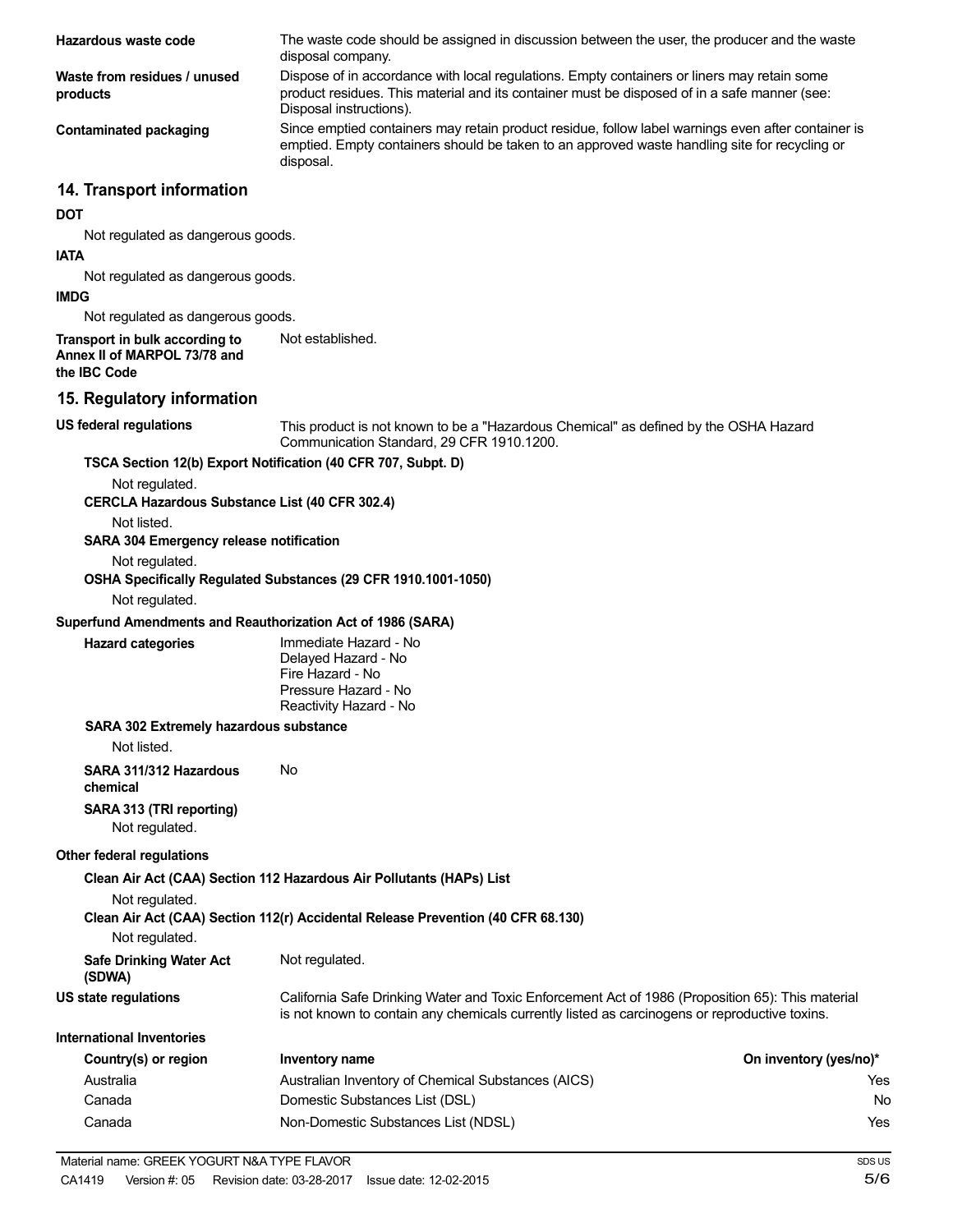**Hazardous waste code** The waste code should be assigned in discussion between the user, the producer and the waste disposal company.

**Waste from residues / unused products** Dispose of in accordance with local regulations. Empty containers or liners may retain some product residues. This material and its container must be disposed of in a safe manner (see: Disposal instructions).

**Contaminated packaging** Since emptied containers may retain product residue, follow label warnings even after container is emptied. Empty containers should be taken to an approved waste handling site for recycling or disposal.

## 14. Transport information

**DOT**

Not regulated as dangerous goods.

**IATA**

Not regulated as dangerous goods.

**IMDG**

Not regulated as dangerous goods.

**Transport in bulk according to Annex II of MARPOL 73/78 and the IBC Code** Not established.

## 15. Regulatory information

**US federal regulations** This product is not known to be a "Hazardous Chemical" as defined by the OSHA Hazard Communication Standard, 29 CFR 1910.1200.

**TSCA Section 12(b) Export Notification (40 CFR 707, Subpt. D)**

Not regulated.

**CERCLA Hazardous Substance List (40 CFR 302.4)**

Not listed.

**SARA 304 Emergency release notification**

Not regulated.

**OSHA Specifically Regulated Substances (29 CFR 1910.1001-1050)**

Not regulated.

**Superfund Amendments and Reauthorization Act of 1986 (SARA)**

**Hazard categories**
Immediate Hazard - No
Delayed Hazard - No
Fire Hazard - No
Pressure Hazard - No
Reactivity Hazard - No

**SARA 302 Extremely hazardous substance**

Not listed.

**SARA 311/312 Hazardous chemical** No

**SARA 313 (TRI reporting)**

Not regulated.

**Other federal regulations**

**Clean Air Act (CAA) Section 112 Hazardous Air Pollutants (HAPs) List**

Not regulated.

**Clean Air Act (CAA) Section 112(r) Accidental Release Prevention (40 CFR 68.130)**

Not regulated.

**Safe Drinking Water Act (SDWA)** Not regulated.

**US state regulations** California Safe Drinking Water and Toxic Enforcement Act of 1986 (Proposition 65): This material is not known to contain any chemicals currently listed as carcinogens or reproductive toxins.

**International Inventories**

| Country(s) or region | Inventory name | On inventory (yes/no)* |
|---|---|---|
| Australia | Australian Inventory of Chemical Substances (AICS) | Yes |
| Canada | Domestic Substances List (DSL) | No |
| Canada | Non-Domestic Substances List (NDSL) | Yes |

Material name: GREEK YOGURT N&A TYPE FLAVOR
CA1419 Version #: 05 Revision date: 03-28-2017 Issue date: 12-02-2015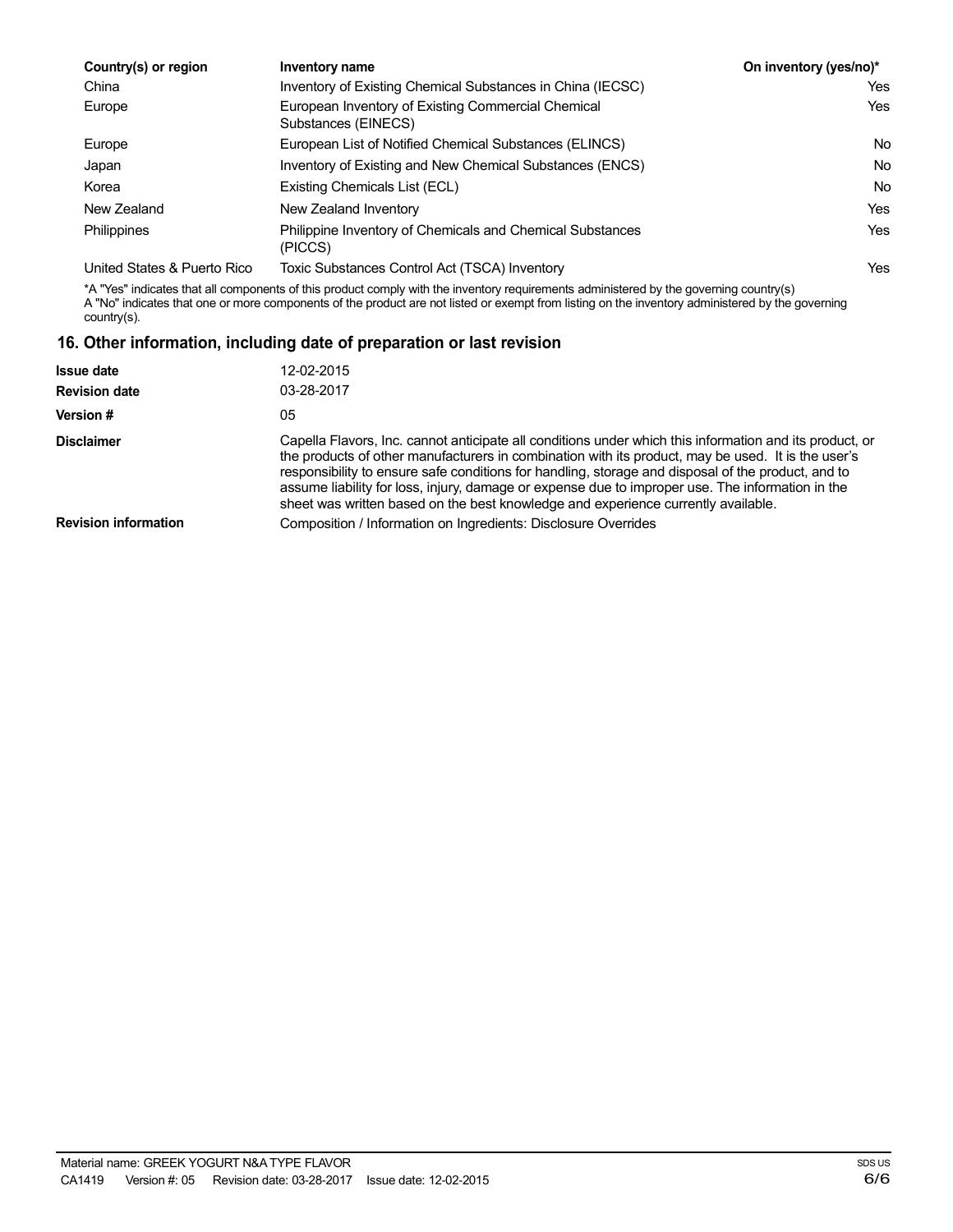| Country(s) or region | Inventory name | On inventory (yes/no)* |
| --- | --- | --- |
| China | Inventory of Existing Chemical Substances in China (IECSC) | Yes |
| Europe | European Inventory of Existing Commercial Chemical Substances (EINECS) | Yes |
| Europe | European List of Notified Chemical Substances (ELINCS) | No |
| Japan | Inventory of Existing and New Chemical Substances (ENCS) | No |
| Korea | Existing Chemicals List (ECL) | No |
| New Zealand | New Zealand Inventory | Yes |
| Philippines | Philippine Inventory of Chemicals and Chemical Substances (PICCS) | Yes |
| United States & Puerto Rico | Toxic Substances Control Act (TSCA) Inventory | Yes |

*A "Yes" indicates that all components of this product comply with the inventory requirements administered by the governing country(s)
A "No" indicates that one or more components of the product are not listed or exempt from listing on the inventory administered by the governing country(s).

## 16. Other information, including date of preparation or last revision

**Issue date** 12-02-2015

**Revision date** 03-28-2017

**Version #** 05

**Disclaimer** Capella Flavors, Inc. cannot anticipate all conditions under which this information and its product, or the products of other manufacturers in combination with its product, may be used. It is the user's responsibility to ensure safe conditions for handling, storage and disposal of the product, and to assume liability for loss, injury, damage or expense due to improper use. The information in the sheet was written based on the best knowledge and experience currently available.

**Revision information** Composition / Information on Ingredients: Disclosure Overrides